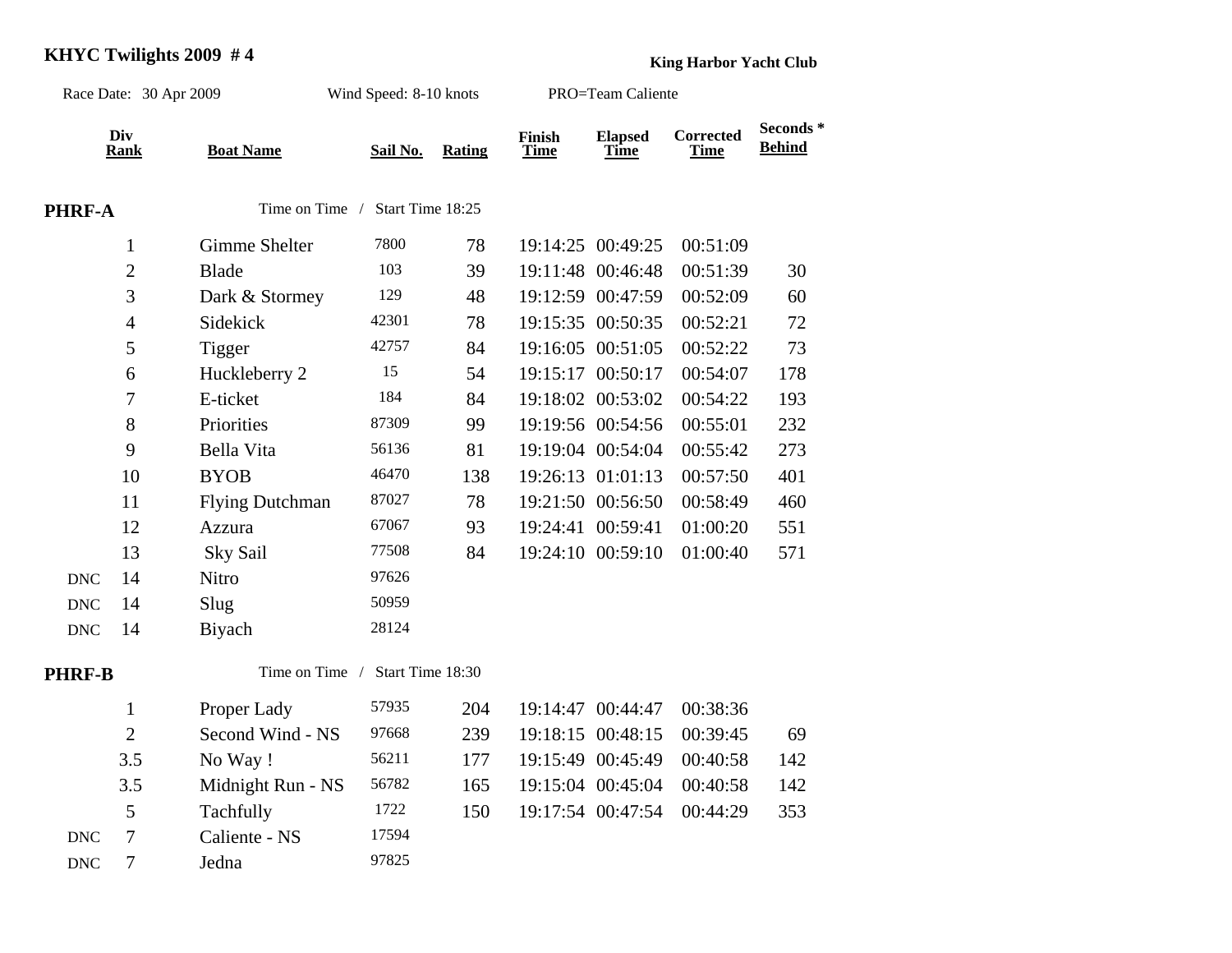# KHYC Twilights 2009 # 4

**King Harbor Yacht Club**

Race Date: 30 Apr 2009 Wind Speed: 8-10 knots PRO=Team Caliente

| | Div Rank | Boat Name | Sail No. | Rating | Finish Time | Elapsed Time | Corrected Time | Seconds * Behind |
|---|---|---|---|---|---|---|---|---|
| **PHRF-A** | | Time on Time / Start Time 18:25 | | | | | | |
| | 1 | Gimme Shelter | 7800 | 78 | 19:14:25 | 00:49:25 | 00:51:09 | |
| | 2 | Blade | 103 | 39 | 19:11:48 | 00:46:48 | 00:51:39 | 30 |
| | 3 | Dark & Stormey | 129 | 48 | 19:12:59 | 00:47:59 | 00:52:09 | 60 |
| | 4 | Sidekick | 42301 | 78 | 19:15:35 | 00:50:35 | 00:52:21 | 72 |
| | 5 | Tigger | 42757 | 84 | 19:16:05 | 00:51:05 | 00:52:22 | 73 |
| | 6 | Huckleberry 2 | 15 | 54 | 19:15:17 | 00:50:17 | 00:54:07 | 178 |
| | 7 | E-ticket | 184 | 84 | 19:18:02 | 00:53:02 | 00:54:22 | 193 |
| | 8 | Priorities | 87309 | 99 | 19:19:56 | 00:54:56 | 00:55:01 | 232 |
| | 9 | Bella Vita | 56136 | 81 | 19:19:04 | 00:54:04 | 00:55:42 | 273 |
| | 10 | BYOB | 46470 | 138 | 19:26:13 | 01:01:13 | 00:57:50 | 401 |
| | 11 | Flying Dutchman | 87027 | 78 | 19:21:50 | 00:56:50 | 00:58:49 | 460 |
| | 12 | Azzura | 67067 | 93 | 19:24:41 | 00:59:41 | 01:00:20 | 551 |
| | 13 | Sky Sail | 77508 | 84 | 19:24:10 | 00:59:10 | 01:00:40 | 571 |
| DNC | 14 | Nitro | 97626 | | | | | |
| DNC | 14 | Slug | 50959 | | | | | |
| DNC | 14 | Biyach | 28124 | | | | | |
| **PHRF-B** | | Time on Time / Start Time 18:30 | | | | | | |
| | 1 | Proper Lady | 57935 | 204 | 19:14:47 | 00:44:47 | 00:38:36 | |
| | 2 | Second Wind - NS | 97668 | 239 | 19:18:15 | 00:48:15 | 00:39:45 | 69 |
| | 3.5 | No Way ! | 56211 | 177 | 19:15:49 | 00:45:49 | 00:40:58 | 142 |
| | 3.5 | Midnight Run - NS | 56782 | 165 | 19:15:04 | 00:45:04 | 00:40:58 | 142 |
| | 5 | Tachfully | 1722 | 150 | 19:17:54 | 00:47:54 | 00:44:29 | 353 |
| DNC | 7 | Caliente - NS | 17594 | | | | | |
| DNC | 7 | Jedna | 97825 | | | | | |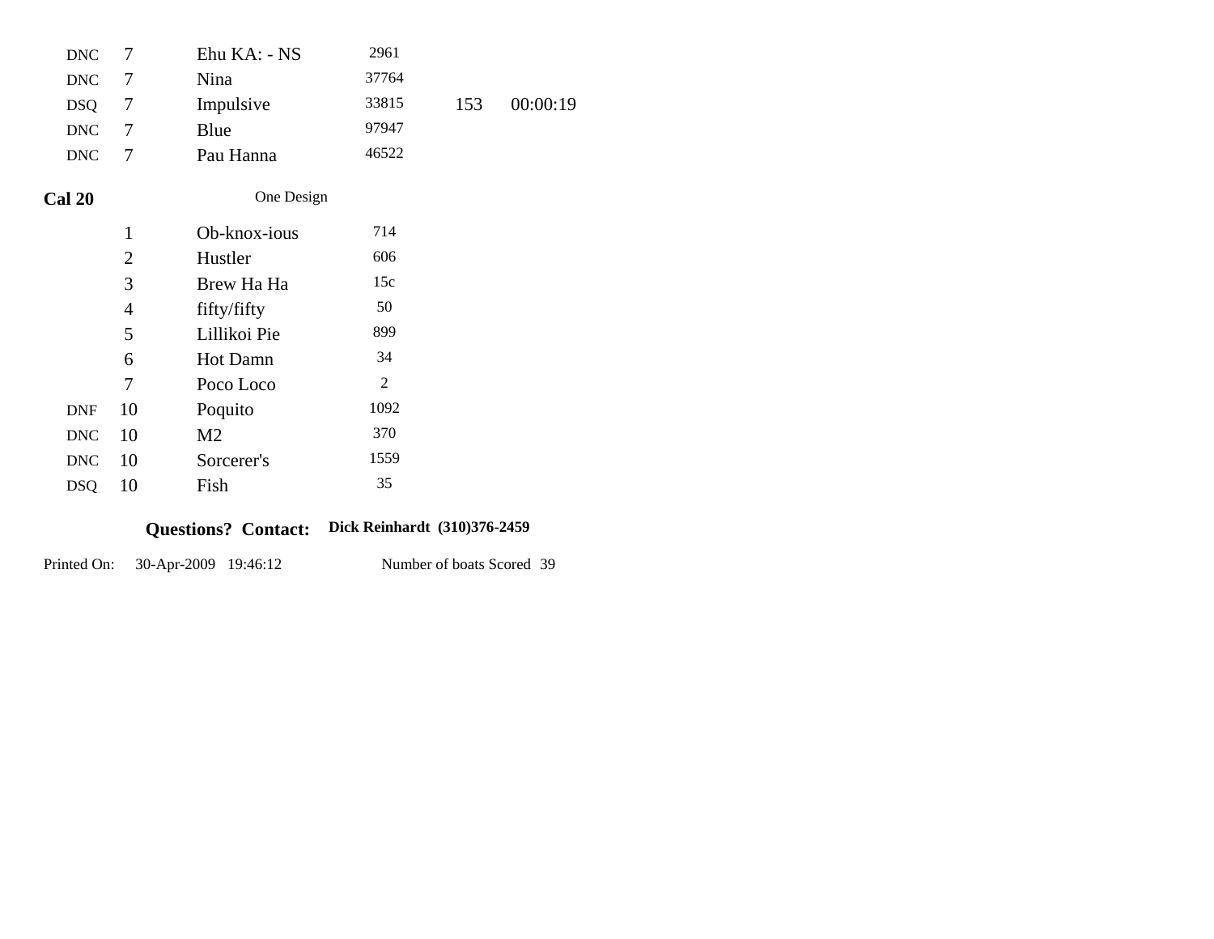| | | | | | |
|---|---|---|---|---|---|
| DNC | 7 | Ehu KA: - NS | 2961 | | |
| DNC | 7 | Nina | 37764 | | |
| DSQ | 7 | Impulsive | 33815 | 153 | 00:00:19 |
| DNC | 7 | Blue | 97947 | | |
| DNC | 7 | Pau Hanna | 46522 | | |

**Cal 20** One Design

| | | | |
|---|---|---|---|
| | 1 | Ob-knox-ious | 714 |
| | 2 | Hustler | 606 |
| | 3 | Brew Ha Ha | 15c |
| | 4 | fifty/fifty | 50 |
| | 5 | Lillikoi Pie | 899 |
| | 6 | Hot Damn | 34 |
| | 7 | Poco Loco | 2 |
| DNF | 10 | Poquito | 1092 |
| DNC | 10 | M2 | 370 |
| DNC | 10 | Sorcerer's | 1559 |
| DSQ | 10 | Fish | 35 |

**Questions? Contact:** **Dick Reinhardt (310)376-2459**

Printed On: 30-Apr-2009 19:46:12 Number of boats Scored 39